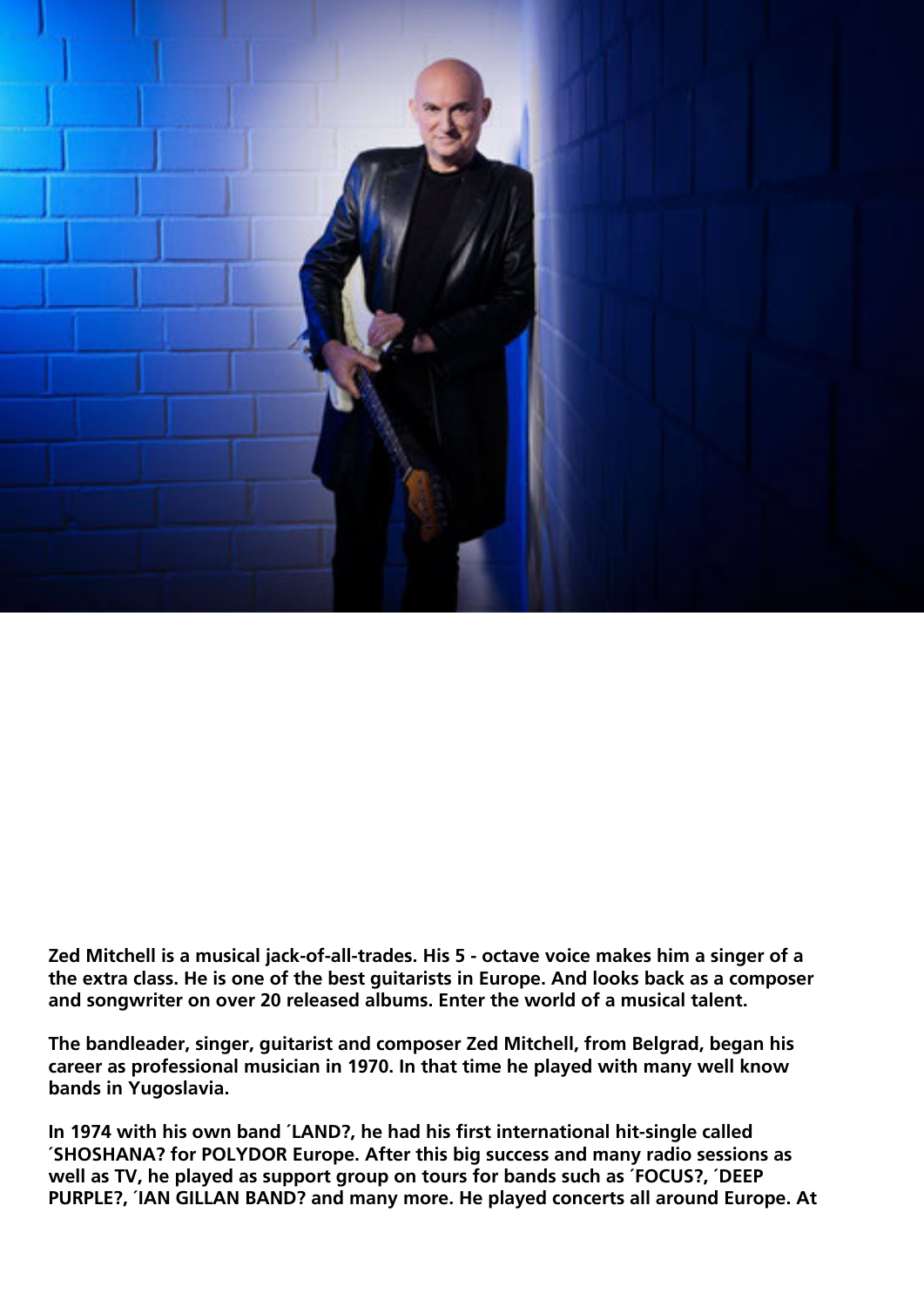**Zed Mitchell is a musical jack-of-all-trades. His 5 - octave voice makes him a singer of a the extra class. He is one of the best guitarists in Europe. And looks back as a composer and songwriter on over 20 released albums. Enter the world of a musical talent.**

**The bandleader, singer, guitarist and composer Zed Mitchell, from Belgrad, began his career as professional musician in 1970. In that time he played with many well know bands in Yugoslavia.**

**In 1974 with his own band ´LAND?, he had his first international hit-single called ´SHOSHANA? for POLYDOR Europe. After this big success and many radio sessions as well as TV, he played as support group on tours for bands such as ´FOCUS?, ´DEEP PURPLE?, ´IAN GILLAN BAND? and many more. He played concerts all around Europe. At**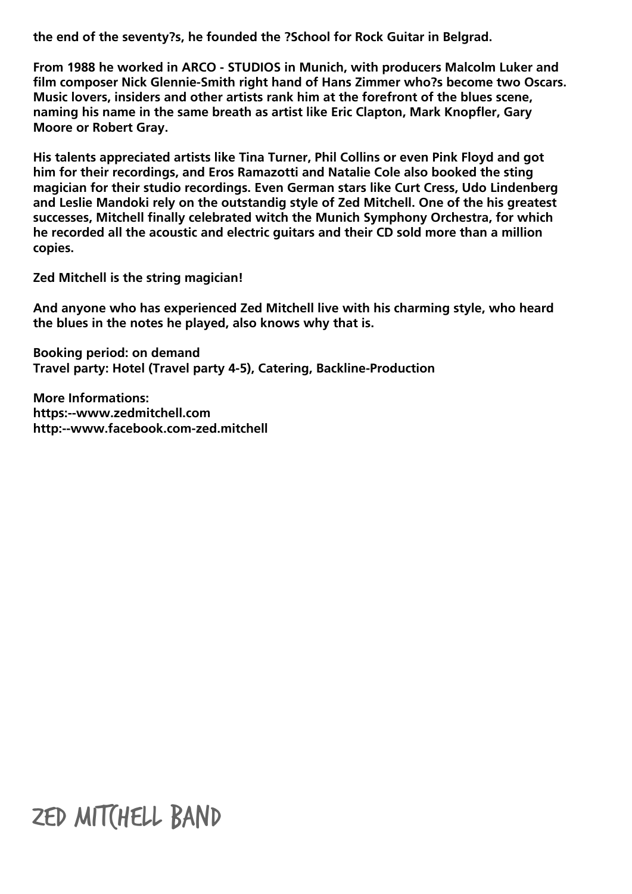**the end of the seventy?s, he founded the ?School for Rock Guitar in Belgrad.**

**From 1988 he worked in ARCO - STUDIOS in Munich, with producers Malcolm Luker and film composer Nick Glennie-Smith right hand of Hans Zimmer who?s become two Oscars. Music lovers, insiders and other artists rank him at the forefront of the blues scene, naming his name in the same breath as artist like Eric Clapton, Mark Knopfler, Gary Moore or Robert Gray.**

**His talents appreciated artists like Tina Turner, Phil Collins or even Pink Floyd and got him for their recordings, and Eros Ramazotti and Natalie Cole also booked the sting magician for their studio recordings. Even German stars like Curt Cress, Udo Lindenberg and Leslie Mandoki rely on the outstandig style of Zed Mitchell. One of the his greatest successes, Mitchell finally celebrated witch the Munich Symphony Orchestra, for which he recorded all the acoustic and electric guitars and their CD sold more than a million copies.**

**Zed Mitchell is the string magician!**

**And anyone who has experienced Zed Mitchell live with his charming style, who heard the blues in the notes he played, also knows why that is.**

**Booking period: on demand**
**Travel party: Hotel (Travel party 4-5), Catering, Backline-Production**

**More Informations:**
**https:--www.zedmitchell.com**
**http:--www.facebook.com-zed.mitchell**

ZED MITCHELL BAND